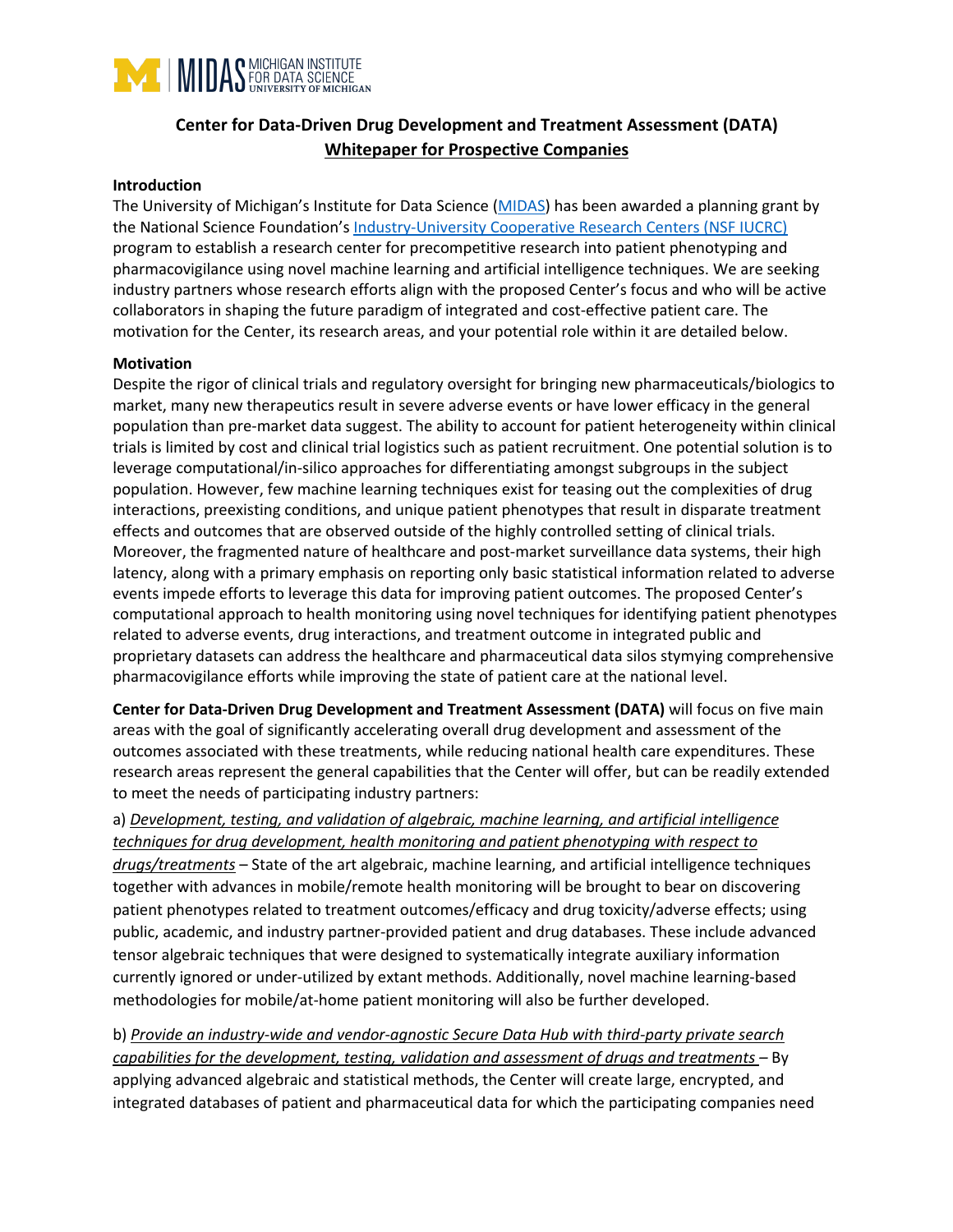MIDAS MICHIGAN INSTITUTE FOR DATA SCIENCE UNIVERSITY OF MICHIGAN

# Center for Data-Driven Drug Development and Treatment Assessment (DATA)

## Whitepaper for Prospective Companies

**Introduction**

The University of Michigan's Institute for Data Science (MIDAS) has been awarded a planning grant by the National Science Foundation's Industry-University Cooperative Research Centers (NSF IUCRC) program to establish a research center for precompetitive research into patient phenotyping and pharmacovigilance using novel machine learning and artificial intelligence techniques. We are seeking industry partners whose research efforts align with the proposed Center's focus and who will be active collaborators in shaping the future paradigm of integrated and cost-effective patient care. The motivation for the Center, its research areas, and your potential role within it are detailed below.

**Motivation**

Despite the rigor of clinical trials and regulatory oversight for bringing new pharmaceuticals/biologics to market, many new therapeutics result in severe adverse events or have lower efficacy in the general population than pre-market data suggest. The ability to account for patient heterogeneity within clinical trials is limited by cost and clinical trial logistics such as patient recruitment. One potential solution is to leverage computational/in-silico approaches for differentiating amongst subgroups in the subject population. However, few machine learning techniques exist for teasing out the complexities of drug interactions, preexisting conditions, and unique patient phenotypes that result in disparate treatment effects and outcomes that are observed outside of the highly controlled setting of clinical trials. Moreover, the fragmented nature of healthcare and post-market surveillance data systems, their high latency, along with a primary emphasis on reporting only basic statistical information related to adverse events impede efforts to leverage this data for improving patient outcomes. The proposed Center's computational approach to health monitoring using novel techniques for identifying patient phenotypes related to adverse events, drug interactions, and treatment outcome in integrated public and proprietary datasets can address the healthcare and pharmaceutical data silos stymying comprehensive pharmacovigilance efforts while improving the state of patient care at the national level.

**Center for Data-Driven Drug Development and Treatment Assessment (DATA)** will focus on five main areas with the goal of significantly accelerating overall drug development and assessment of the outcomes associated with these treatments, while reducing national health care expenditures. These research areas represent the general capabilities that the Center will offer, but can be readily extended to meet the needs of participating industry partners:

a) *Development, testing, and validation of algebraic, machine learning, and artificial intelligence techniques for drug development, health monitoring and patient phenotyping with respect to drugs/treatments* – State of the art algebraic, machine learning, and artificial intelligence techniques together with advances in mobile/remote health monitoring will be brought to bear on discovering patient phenotypes related to treatment outcomes/efficacy and drug toxicity/adverse effects; using public, academic, and industry partner-provided patient and drug databases. These include advanced tensor algebraic techniques that were designed to systematically integrate auxiliary information currently ignored or under-utilized by extant methods. Additionally, novel machine learning-based methodologies for mobile/at-home patient monitoring will also be further developed.

b) *Provide an industry-wide and vendor-agnostic Secure Data Hub with third-party private search capabilities for the development, testing, validation and assessment of drugs and treatments* – By applying advanced algebraic and statistical methods, the Center will create large, encrypted, and integrated databases of patient and pharmaceutical data for which the participating companies need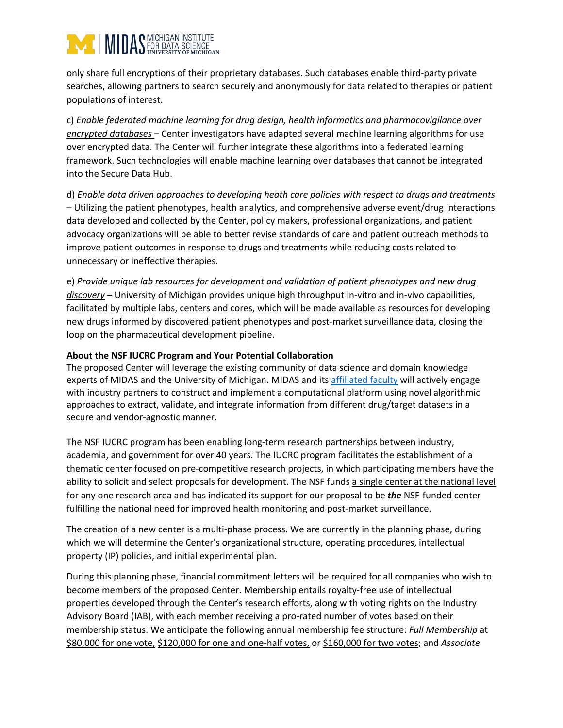only share full encryptions of their proprietary databases. Such databases enable third-party private searches, allowing partners to search securely and anonymously for data related to therapies or patient populations of interest.

c) *Enable federated machine learning for drug design, health informatics and pharmacovigilance over encrypted databases* – Center investigators have adapted several machine learning algorithms for use over encrypted data. The Center will further integrate these algorithms into a federated learning framework. Such technologies will enable machine learning over databases that cannot be integrated into the Secure Data Hub.

d) *Enable data driven approaches to developing heath care policies with respect to drugs and treatments* – Utilizing the patient phenotypes, health analytics, and comprehensive adverse event/drug interactions data developed and collected by the Center, policy makers, professional organizations, and patient advocacy organizations will be able to better revise standards of care and patient outreach methods to improve patient outcomes in response to drugs and treatments while reducing costs related to unnecessary or ineffective therapies.

e) *Provide unique lab resources for development and validation of patient phenotypes and new drug discovery* – University of Michigan provides unique high throughput in-vitro and in-vivo capabilities, facilitated by multiple labs, centers and cores, which will be made available as resources for developing new drugs informed by discovered patient phenotypes and post-market surveillance data, closing the loop on the pharmaceutical development pipeline.

**About the NSF IUCRC Program and Your Potential Collaboration**

The proposed Center will leverage the existing community of data science and domain knowledge experts of MIDAS and the University of Michigan. MIDAS and its affiliated faculty will actively engage with industry partners to construct and implement a computational platform using novel algorithmic approaches to extract, validate, and integrate information from different drug/target datasets in a secure and vendor-agnostic manner.

The NSF IUCRC program has been enabling long-term research partnerships between industry, academia, and government for over 40 years. The IUCRC program facilitates the establishment of a thematic center focused on pre-competitive research projects, in which participating members have the ability to solicit and select proposals for development. The NSF funds a single center at the national level for any one research area and has indicated its support for our proposal to be ***the*** NSF-funded center fulfilling the national need for improved health monitoring and post-market surveillance.

The creation of a new center is a multi-phase process. We are currently in the planning phase, during which we will determine the Center's organizational structure, operating procedures, intellectual property (IP) policies, and initial experimental plan.

During this planning phase, financial commitment letters will be required for all companies who wish to become members of the proposed Center. Membership entails royalty-free use of intellectual properties developed through the Center's research efforts, along with voting rights on the Industry Advisory Board (IAB), with each member receiving a pro-rated number of votes based on their membership status. We anticipate the following annual membership fee structure: *Full Membership* at $80,000 for one vote, $120,000 for one and one-half votes, or $160,000 for two votes; and *Associate*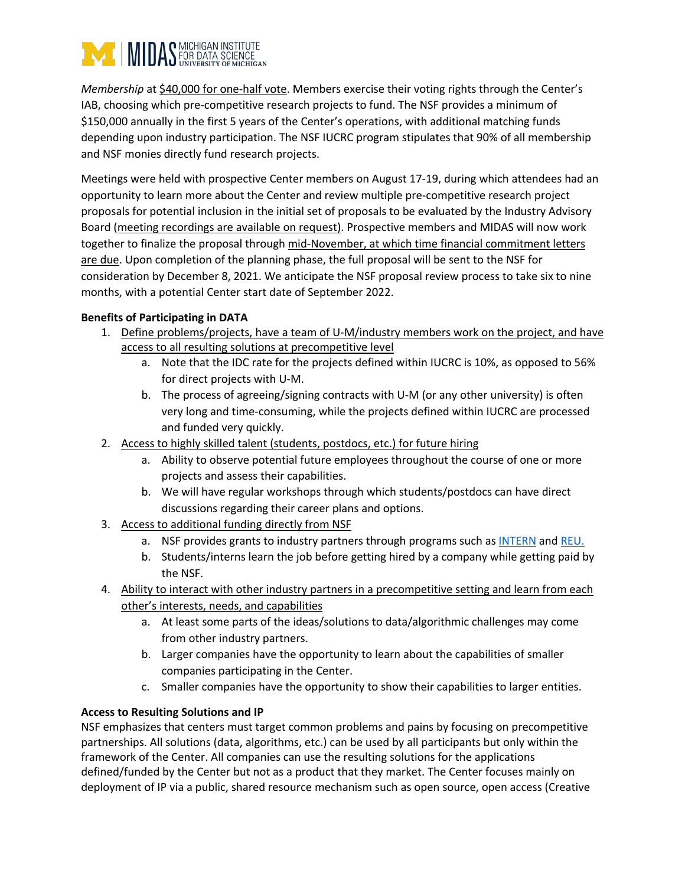*Membership* at $40,000 for one-half vote. Members exercise their voting rights through the Center's IAB, choosing which pre-competitive research projects to fund. The NSF provides a minimum of $150,000 annually in the first 5 years of the Center's operations, with additional matching funds depending upon industry participation. The NSF IUCRC program stipulates that 90% of all membership and NSF monies directly fund research projects.

Meetings were held with prospective Center members on August 17-19, during which attendees had an opportunity to learn more about the Center and review multiple pre-competitive research project proposals for potential inclusion in the initial set of proposals to be evaluated by the Industry Advisory Board (meeting recordings are available on request). Prospective members and MIDAS will now work together to finalize the proposal through mid-November, at which time financial commitment letters are due. Upon completion of the planning phase, the full proposal will be sent to the NSF for consideration by December 8, 2021. We anticipate the NSF proposal review process to take six to nine months, with a potential Center start date of September 2022.

**Benefits of Participating in DATA**

1. Define problems/projects, have a team of U-M/industry members work on the project, and have access to all resulting solutions at precompetitive level
   a. Note that the IDC rate for the projects defined within IUCRC is 10%, as opposed to 56% for direct projects with U-M.
   b. The process of agreeing/signing contracts with U-M (or any other university) is often very long and time-consuming, while the projects defined within IUCRC are processed and funded very quickly.
2. Access to highly skilled talent (students, postdocs, etc.) for future hiring
   a. Ability to observe potential future employees throughout the course of one or more projects and assess their capabilities.
   b. We will have regular workshops through which students/postdocs can have direct discussions regarding their career plans and options.
3. Access to additional funding directly from NSF
   a. NSF provides grants to industry partners through programs such as INTERN and REU.
   b. Students/interns learn the job before getting hired by a company while getting paid by the NSF.
4. Ability to interact with other industry partners in a precompetitive setting and learn from each other's interests, needs, and capabilities
   a. At least some parts of the ideas/solutions to data/algorithmic challenges may come from other industry partners.
   b. Larger companies have the opportunity to learn about the capabilities of smaller companies participating in the Center.
   c. Smaller companies have the opportunity to show their capabilities to larger entities.

**Access to Resulting Solutions and IP**

NSF emphasizes that centers must target common problems and pains by focusing on precompetitive partnerships. All solutions (data, algorithms, etc.) can be used by all participants but only within the framework of the Center. All companies can use the resulting solutions for the applications defined/funded by the Center but not as a product that they market. The Center focuses mainly on deployment of IP via a public, shared resource mechanism such as open source, open access (Creative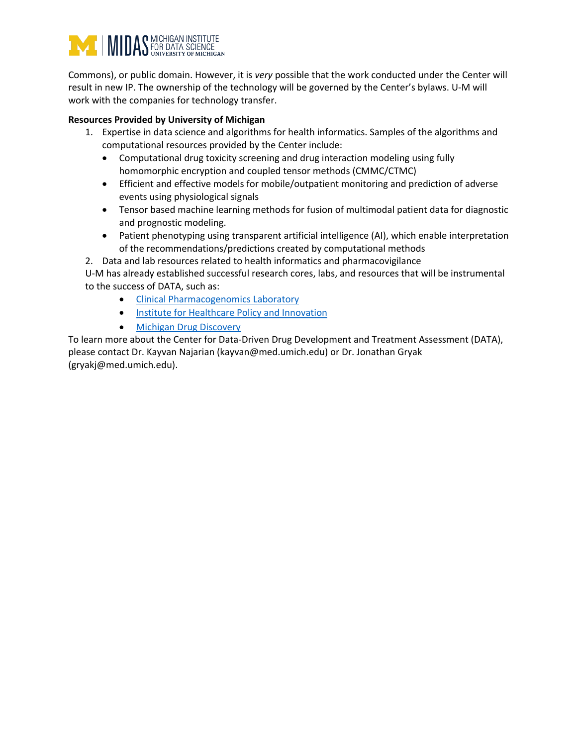Commons), or public domain. However, it is *very* possible that the work conducted under the Center will result in new IP. The ownership of the technology will be governed by the Center's bylaws. U-M will work with the companies for technology transfer.

**Resources Provided by University of Michigan**

1. Expertise in data science and algorithms for health informatics. Samples of the algorithms and computational resources provided by the Center include:
   - Computational drug toxicity screening and drug interaction modeling using fully homomorphic encryption and coupled tensor methods (CMMC/CTMC)
   - Efficient and effective models for mobile/outpatient monitoring and prediction of adverse events using physiological signals
   - Tensor based machine learning methods for fusion of multimodal patient data for diagnostic and prognostic modeling.
   - Patient phenotyping using transparent artificial intelligence (AI), which enable interpretation of the recommendations/predictions created by computational methods
2. Data and lab resources related to health informatics and pharmacovigilance

U-M has already established successful research cores, labs, and resources that will be instrumental to the success of DATA, such as:

- Clinical Pharmacogenomics Laboratory
- Institute for Healthcare Policy and Innovation
- Michigan Drug Discovery

To learn more about the Center for Data-Driven Drug Development and Treatment Assessment (DATA), please contact Dr. Kayvan Najarian (kayvan@med.umich.edu) or Dr. Jonathan Gryak (gryakj@med.umich.edu).